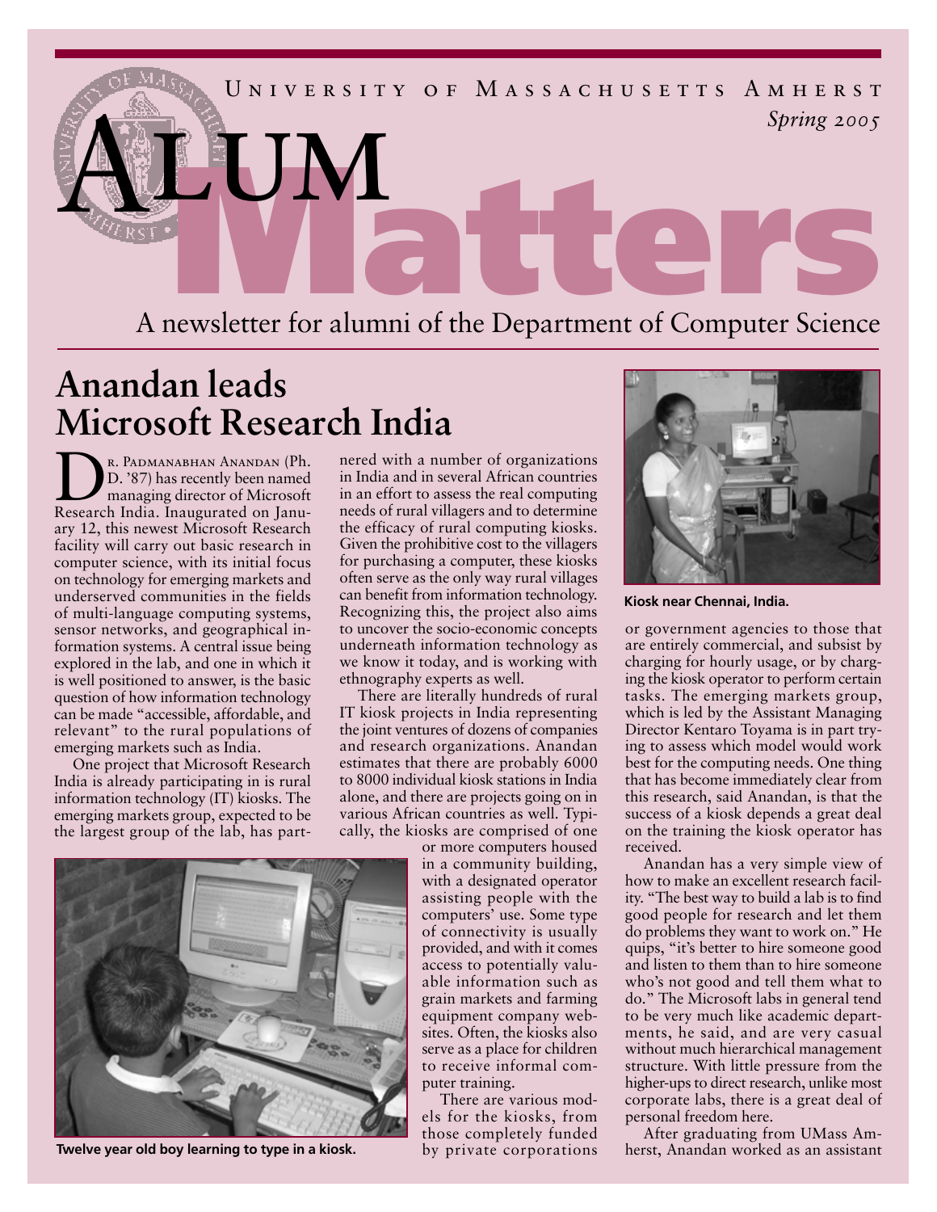University of Massachusetts Amherst

*Spring 2005*

# Alum Matters

A newsletter for alumni of the Department of Computer Science

## Anandan leads Microsoft Research India

Dr. Padmanabhan Anandan (Ph. D. '87) has recently been named managing director of Microsoft Research India. Inaugurated on January 12, this newest Microsoft Research facility will carry out basic research in computer science, with its initial focus on technology for emerging markets and underserved communities in the fields of multi-language computing systems, sensor networks, and geographical information systems. A central issue being explored in the lab, and one in which it is well positioned to answer, is the basic question of how information technology can be made "accessible, affordable, and relevant" to the rural populations of emerging markets such as India.

One project that Microsoft Research India is already participating in is rural information technology (IT) kiosks. The emerging markets group, expected to be the largest group of the lab, has partnered with a number of organizations in India and in several African countries in an effort to assess the real computing needs of rural villagers and to determine the efficacy of rural computing kiosks. Given the prohibitive cost to the villagers for purchasing a computer, these kiosks often serve as the only way rural villages can benefit from information technology. Recognizing this, the project also aims to uncover the socio-economic concepts underneath information technology as we know it today, and is working with ethnography experts as well.

There are literally hundreds of rural IT kiosk projects in India representing the joint ventures of dozens of companies and research organizations. Anandan estimates that there are probably 6000 to 8000 individual kiosk stations in India alone, and there are projects going on in various African countries as well. Typically, the kiosks are comprised of one or more computers housed in a community building, with a designated operator assisting people with the computers' use. Some type of connectivity is usually provided, and with it comes access to potentially valuable information such as grain markets and farming equipment company websites. Often, the kiosks also serve as a place for children to receive informal computer training.

Twelve year old boy learning to type in a kiosk.

There are various models for the kiosks, from those completely funded by private corporations or government agencies to those that are entirely commercial, and subsist by charging for hourly usage, or by charging the kiosk operator to perform certain tasks. The emerging markets group, which is led by the Assistant Managing Director Kentaro Toyama is in part trying to assess which model would work best for the computing needs. One thing that has become immediately clear from this research, said Anandan, is that the success of a kiosk depends a great deal on the training the kiosk operator has received.

Kiosk near Chennai, India.

Anandan has a very simple view of how to make an excellent research facility. "The best way to build a lab is to find good people for research and let them do problems they want to work on." He quips, "it's better to hire someone good and listen to them than to hire someone who's not good and tell them what to do." The Microsoft labs in general tend to be very much like academic departments, he said, and are very casual without much hierarchical management structure. With little pressure from the higher-ups to direct research, unlike most corporate labs, there is a great deal of personal freedom here.

After graduating from UMass Amherst, Anandan worked as an assistant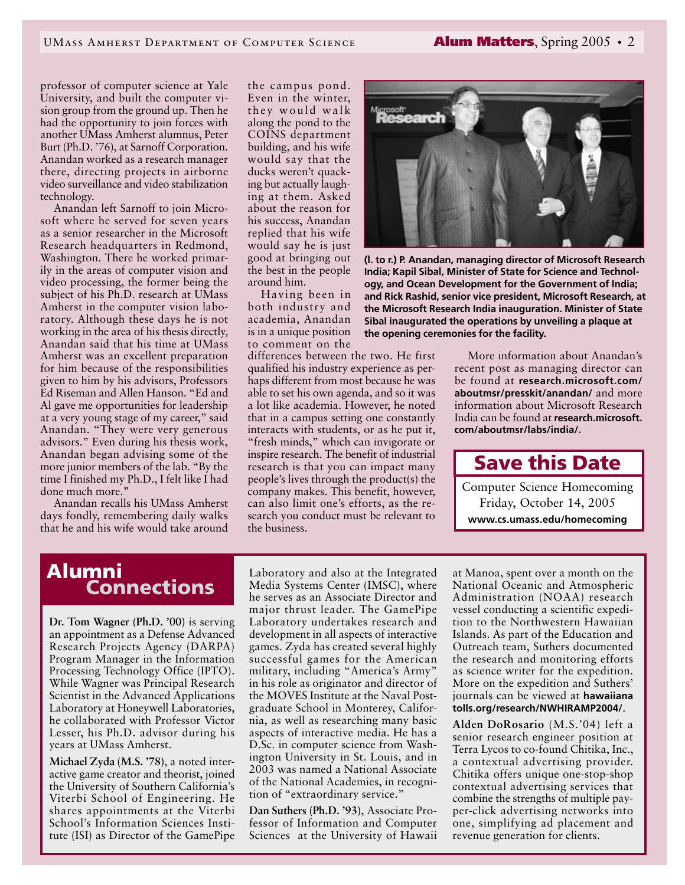professor of computer science at Yale University, and built the computer vision group from the ground up. Then he had the opportunity to join forces with another UMass Amherst alumnus, Peter Burt (Ph.D. '76), at Sarnoff Corporation. Anandan worked as a research manager there, directing projects in airborne video surveillance and video stabilization technology.

Anandan left Sarnoff to join Microsoft where he served for seven years as a senior researcher in the Microsoft Research headquarters in Redmond, Washington. There he worked primarily in the areas of computer vision and video processing, the former being the subject of his Ph.D. research at UMass Amherst in the computer vision laboratory. Although these days he is not working in the area of his thesis directly, Anandan said that his time at UMass Amherst was an excellent preparation for him because of the responsibilities given to him by his advisors, Professors Ed Riseman and Allen Hanson. "Ed and Al gave me opportunities for leadership at a very young stage of my career," said Anandan. "They were very generous advisors." Even during his thesis work, Anandan began advising some of the more junior members of the lab. "By the time I finished my Ph.D., I felt like I had done much more."

Anandan recalls his UMass Amherst days fondly, remembering daily walks that he and his wife would take around the campus pond. Even in the winter, they would walk along the pond to the COINS department building, and his wife would say that the ducks weren't quacking but actually laughing at them. Asked about the reason for his success, Anandan replied that his wife would say he is just good at bringing out the best in the people around him.

Having been in both industry and academia, Anandan is in a unique position to comment on the differences between the two. He first qualified his industry experience as perhaps different from most because he was able to set his own agenda, and so it was a lot like academia. However, he noted that in a campus setting one constantly interacts with students, or as he put it, "fresh minds," which can invigorate or inspire research. The benefit of industrial research is that you can impact many people's lives through the product(s) the company makes. This benefit, however, can also limit one's efforts, as the research you conduct must be relevant to the business.

**(l. to r.) P. Anandan, managing director of Microsoft Research India; Kapil Sibal, Minister of State for Science and Technology, and Ocean Development for the Government of India; and Rick Rashid, senior vice president, Microsoft Research, at the Microsoft Research India inauguration. Minister of State Sibal inaugurated the operations by unveiling a plaque at the opening ceremonies for the facility.**

More information about Anandan's recent post as managing director can be found at **research.microsoft.com/aboutmsr/presskit/anandan/** and more information about Microsoft Research India can be found at **research.microsoft.com/aboutmsr/labs/india/.**

## Save this Date

Computer Science Homecoming
Friday, October 14, 2005
**www.cs.umass.edu/homecoming**

## Alumni Connections

**Dr. Tom Wagner (Ph.D. '00)** is serving an appointment as a Defense Advanced Research Projects Agency (DARPA) Program Manager in the Information Processing Technology Office (IPTO). While Wagner was Principal Research Scientist in the Advanced Applications Laboratory at Honeywell Laboratories, he collaborated with Professor Victor Lesser, his Ph.D. advisor during his years at UMass Amherst.

**Michael Zyda (M.S. '78)**, a noted interactive game creator and theorist, joined the University of Southern California's Viterbi School of Engineering. He shares appointments at the Viterbi School's Information Sciences Institute (ISI) as Director of the GamePipe Laboratory and also at the Integrated Media Systems Center (IMSC), where he serves as an Associate Director and major thrust leader. The GamePipe Laboratory undertakes research and development in all aspects of interactive games. Zyda has created several highly successful games for the American military, including "America's Army" in his role as originator and director of the MOVES Institute at the Naval Postgraduate School in Monterey, California, as well as researching many basic aspects of interactive media. He has a D.Sc. in computer science from Washington University in St. Louis, and in 2003 was named a National Associate of the National Academies, in recognition of "extraordinary service."

**Dan Suthers (Ph.D. '93)**, Associate Professor of Information and Computer Sciences at the University of Hawaii at Manoa, spent over a month on the National Oceanic and Atmospheric Administration (NOAA) research vessel conducting a scientific expedition to the Northwestern Hawaiian Islands. As part of the Education and Outreach team, Suthers documented the research and monitoring efforts as science writer for the expedition. More on the expedition and Suthers' journals can be viewed at **hawaiianatolls.org/research/NWHIRAMP2004/**.

**Alden DoRosario** (M.S.'04) left a senior research engineer position at Terra Lycos to co-found Chitika, Inc., a contextual advertising provider. Chitika offers unique one-stop-shop contextual advertising services that combine the strengths of multiple pay-per-click advertising networks into one, simplifying ad placement and revenue generation for clients.